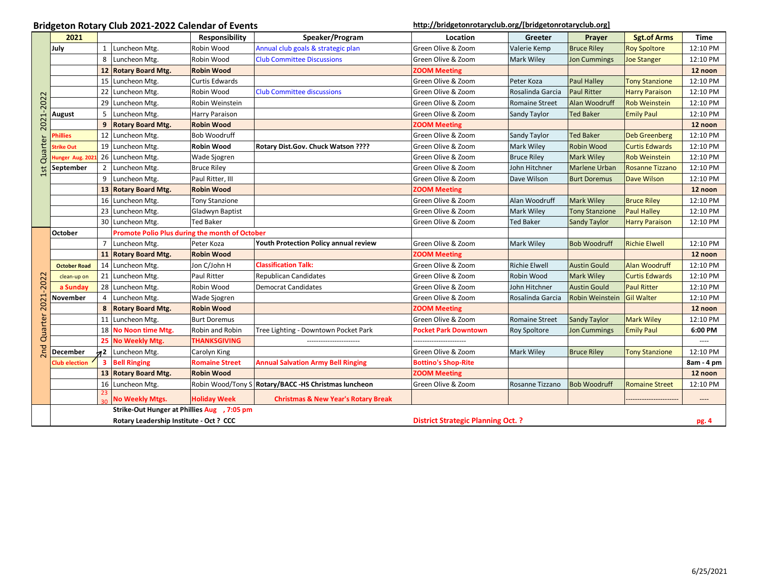## Bridgeton Rotary Club 2021-2022 Calendar of Events

http://bridgetonrotaryclub.org/[bridgetonrotaryclub.org]

| | 2021 | | | Responsibility | Speaker/Program | Location | Greeter | Prayer | Sgt.of Arms | Time |
|---|---|---|---|---|---|---|---|---|---|---|
| 1st Quarter 2021-2022 | July | 1 | Luncheon Mtg. | Robin Wood | Annual club goals & strategic plan | Green Olive & Zoom | Valerie Kemp | Bruce Riley | Roy Spoltore | 12:10 PM |
| | | 8 | Luncheon Mtg. | Robin Wood | Club Committee Discussions | Green Olive & Zoom | Mark Wiley | Jon Cummings | Joe Stanger | 12:10 PM |
| | | **12** | **Rotary Board Mtg.** | **Robin Wood** | | **ZOOM Meeting** | | | | **12 noon** |
| | | 15 | Luncheon Mtg. | Curtis Edwards | | Green Olive & Zoom | Peter Koza | Paul Halley | Tony Stanzione | 12:10 PM |
| | | 22 | Luncheon Mtg. | Robin Wood | Club Committee discussions | Green Olive & Zoom | Rosalinda Garcia | Paul Ritter | Harry Paraison | 12:10 PM |
| | | 29 | Luncheon Mtg. | Robin Weinstein | | Green Olive & Zoom | Romaine Street | Alan Woodruff | Rob Weinstein | 12:10 PM |
| | August | 5 | Luncheon Mtg. | Harry Paraison | | Green Olive & Zoom | Sandy Taylor | Ted Baker | Emily Paul | 12:10 PM |
| | | **9** | **Rotary Board Mtg.** | **Robin Wood** | | **ZOOM Meeting** | | | | **12 noon** |
| | Phillies | 12 | Luncheon Mtg. | Bob Woodruff | | Green Olive & Zoom | Sandy Taylor | Ted Baker | Deb Greenberg | 12:10 PM |
| | Strike Out | 19 | Luncheon Mtg. | **Robin Wood** | **Rotary Dist.Gov. Chuck Watson ????** | Green Olive & Zoom | Mark Wiley | Robin Wood | Curtis Edwards | 12:10 PM |
| | Hunger Aug. 2021 | 26 | Luncheon Mtg. | Wade Sjogren | | Green Olive & Zoom | Bruce Riley | Mark Wiley | Rob Weinstein | 12:10 PM |
| | September | 2 | Luncheon Mtg. | Bruce Riley | | Green Olive & Zoom | John Hitchner | Marlene Urban | Rosanne Tizzano | 12:10 PM |
| | | 9 | Luncheon Mtg. | Paul Ritter, III | | Green Olive & Zoom | Dave Wilson | Burt Doremus | Dave Wilson | 12:10 PM |
| | | **13** | **Rotary Board Mtg.** | **Robin Wood** | | **ZOOM Meeting** | | | | **12 noon** |
| | | 16 | Luncheon Mtg. | Tony Stanzione | | Green Olive & Zoom | Alan Woodruff | Mark Wiley | Bruce Riley | 12:10 PM |
| | | 23 | Luncheon Mtg. | Gladwyn Baptist | | Green Olive & Zoom | Mark Wiley | Tony Stanzione | Paul Halley | 12:10 PM |
| | | 30 | Luncheon Mtg. | Ted Baker | | Green Olive & Zoom | Ted Baker | Sandy Taylor | Harry Paraison | 12:10 PM |
| 2nd Quarter 2021-2022 | October | | **Promote Polio Plus during the month of October** | | | | | | | |
| | | 7 | Luncheon Mtg. | Peter Koza | **Youth Protection Policy annual review** | Green Olive & Zoom | Mark Wiley | Bob Woodruff | Richie Elwell | 12:10 PM |
| | | **11** | **Rotary Board Mtg.** | **Robin Wood** | | **ZOOM Meeting** | | | | **12 noon** |
| | **October Road** | 14 | Luncheon Mtg. | Jon C/John H | **Classification Talk:** | Green Olive & Zoom | Richie Elwell | Austin Gould | Alan Woodruff | 12:10 PM |
| | clean-up on | 21 | Luncheon Mtg. | Paul Ritter | Republican Candidates | Green Olive & Zoom | Robin Wood | Mark Wiley | Curtis Edwards | 12:10 PM |
| | **a Sunday** | 28 | Luncheon Mtg. | Robin Wood | Democrat Candidates | Green Olive & Zoom | John Hitchner | Austin Gould | Paul Ritter | 12:10 PM |
| | November | 4 | Luncheon Mtg. | Wade Sjogren | | Green Olive & Zoom | Rosalinda Garcia | Robin Weinstein | Gil Walter | 12:10 PM |
| | | **8** | **Rotary Board Mtg.** | **Robin Wood** | | **ZOOM Meeting** | | | | **12 noon** |
| | | 11 | Luncheon Mtg. | Burt Doremus | | Green Olive & Zoom | Romaine Street | Sandy Taylor | Mark Wiley | 12:10 PM |
| | | 18 | **No Noon time Mtg.** | Robin and Robin | Tree Lighting - Downtown Pocket Park | **Pocket Park Downtown** | Roy Spoltore | Jon Cummings | Emily Paul | **6:00 PM** |
| | | **25** | **No Weekly Mtg.** | **THANKSGIVING** | ---------------------- | ---------------------- | | | | ---- |
| | December | **2** | Luncheon Mtg. | Carolyn King | | Green Olive & Zoom | Mark Wiley | Bruce Riley | Tony Stanzione | 12:10 PM |
| | Club election | **3** | **Bell Ringing** | **Romaine Street** | **Annual Salvation Army Bell Ringing** | **Bottino's Shop-Rite** | | | | **8am - 4 pm** |
| | | **13** | **Rotary Board Mtg.** | **Robin Wood** | | **ZOOM Meeting** | | | | **12 noon** |
| | | 16 | Luncheon Mtg. | Robin Wood/Tony S | **Rotary/BACC -HS Christmas luncheon** | Green Olive & Zoom | Rosanne Tizzano | Bob Woodruff | Romaine Street | 12:10 PM |
| | | 23 30 | **No Weekly Mtgs.** | **Holiday Week** | **Christmas & New Year's Rotary Break** | | | | ---------------------- | ---- |

**Strike-Out Hunger at Phillies Aug , 7:05 pm**

**Rotary Leadership Institute - Oct ? CCC** **District Strategic Planning Oct. ?**

6/25/2021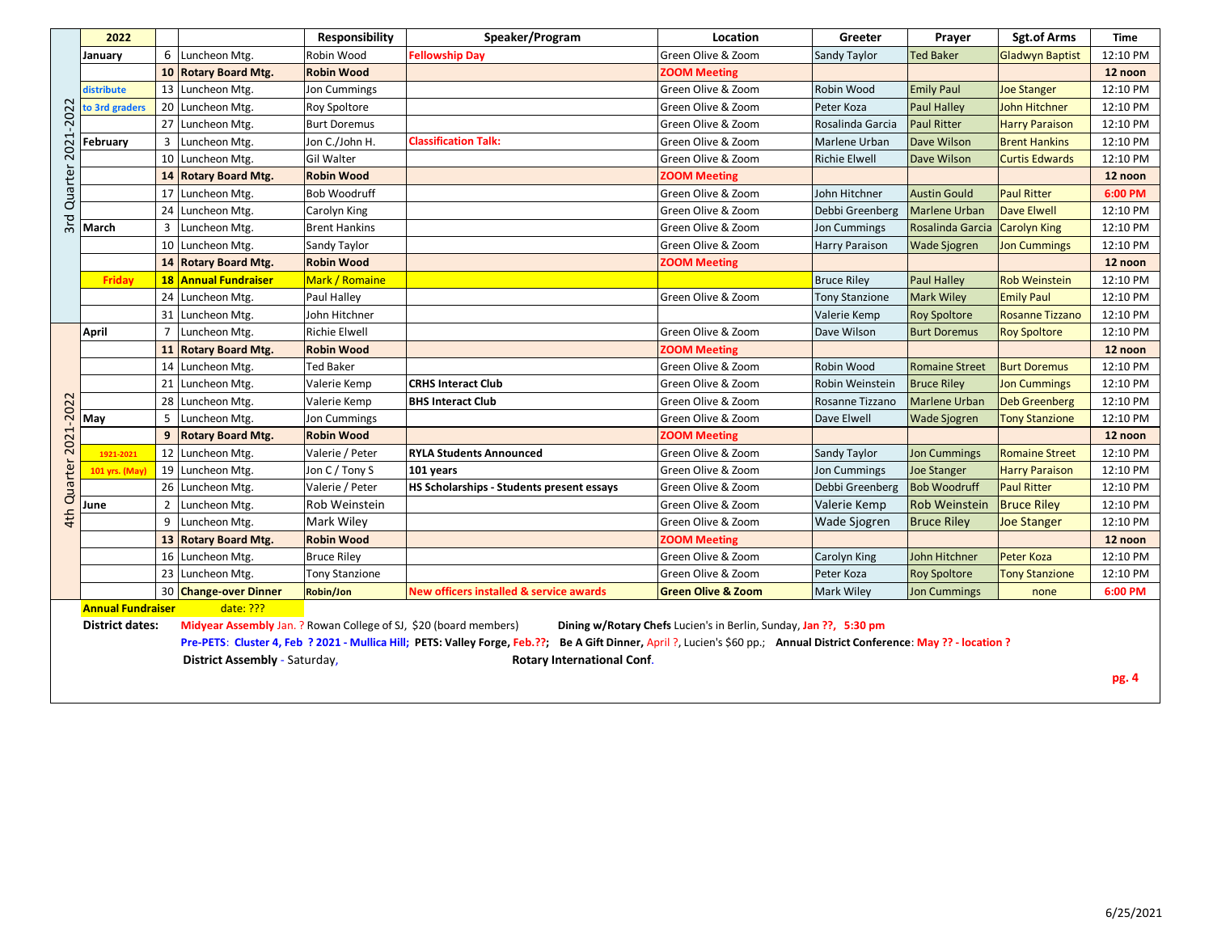| | 2022 | | | Responsibility | Speaker/Program | Location | Greeter | Prayer | Sgt.of Arms | Time |
|---|---|---|---|---|---|---|---|---|---|---|
| 3rd Quarter 2021-2022 | January | 6 | Luncheon Mtg. | Robin Wood | Fellowship Day | Green Olive & Zoom | Sandy Taylor | Ted Baker | Gladwyn Baptist | 12:10 PM |
| | | 10 | **Rotary Board Mtg.** | **Robin Wood** | | ZOOM Meeting | | | | **12 noon** |
| | distribute | 13 | Luncheon Mtg. | Jon Cummings | | Green Olive & Zoom | Robin Wood | Emily Paul | Joe Stanger | 12:10 PM |
| | to 3rd graders | 20 | Luncheon Mtg. | Roy Spoltore | | Green Olive & Zoom | Peter Koza | Paul Halley | John Hitchner | 12:10 PM |
| | | 27 | Luncheon Mtg. | Burt Doremus | | Green Olive & Zoom | Rosalinda Garcia | Paul Ritter | Harry Paraison | 12:10 PM |
| | February | 3 | Luncheon Mtg. | Jon C./John H. | Classification Talk: | Green Olive & Zoom | Marlene Urban | Dave Wilson | Brent Hankins | 12:10 PM |
| | | 10 | Luncheon Mtg. | Gil Walter | | Green Olive & Zoom | Richie Elwell | Dave Wilson | Curtis Edwards | 12:10 PM |
| | | 14 | **Rotary Board Mtg.** | **Robin Wood** | | ZOOM Meeting | | | | **12 noon** |
| | | 17 | Luncheon Mtg. | Bob Woodruff | | Green Olive & Zoom | John Hitchner | Austin Gould | Paul Ritter | 6:00 PM |
| | | 24 | Luncheon Mtg. | Carolyn King | | Green Olive & Zoom | Debbi Greenberg | Marlene Urban | Dave Elwell | 12:10 PM |
| | March | 3 | Luncheon Mtg. | Brent Hankins | | Green Olive & Zoom | Jon Cummings | Rosalinda Garcia | Carolyn King | 12:10 PM |
| | | 10 | Luncheon Mtg. | Sandy Taylor | | Green Olive & Zoom | Harry Paraison | Wade Sjogren | Jon Cummings | 12:10 PM |
| | | 14 | **Rotary Board Mtg.** | **Robin Wood** | | ZOOM Meeting | | | | **12 noon** |
| | Friday | 18 | **Annual Fundraiser** | Mark / Romaine | | | Bruce Riley | Paul Halley | Rob Weinstein | 12:10 PM |
| | | 24 | Luncheon Mtg. | Paul Halley | | Green Olive & Zoom | Tony Stanzione | Mark Wiley | Emily Paul | 12:10 PM |
| | | 31 | Luncheon Mtg. | John Hitchner | | | Valerie Kemp | Roy Spoltore | Rosanne Tizzano | 12:10 PM |
| 4th Quarter 2021-2022 | April | 7 | Luncheon Mtg. | Richie Elwell | | Green Olive & Zoom | Dave Wilson | Burt Doremus | Roy Spoltore | 12:10 PM |
| | | 11 | **Rotary Board Mtg.** | **Robin Wood** | | ZOOM Meeting | | | | **12 noon** |
| | | 14 | Luncheon Mtg. | Ted Baker | | Green Olive & Zoom | Robin Wood | Romaine Street | Burt Doremus | 12:10 PM |
| | | 21 | Luncheon Mtg. | Valerie Kemp | **CRHS Interact Club** | Green Olive & Zoom | Robin Weinstein | Bruce Riley | Jon Cummings | 12:10 PM |
| | | 28 | Luncheon Mtg. | Valerie Kemp | **BHS Interact Club** | Green Olive & Zoom | Rosanne Tizzano | Marlene Urban | Deb Greenberg | 12:10 PM |
| | May | 5 | Luncheon Mtg. | Jon Cummings | | Green Olive & Zoom | Dave Elwell | Wade Sjogren | Tony Stanzione | 12:10 PM |
| | | 9 | **Rotary Board Mtg.** | **Robin Wood** | | ZOOM Meeting | | | | **12 noon** |
| | 1921-2021 | 12 | Luncheon Mtg. | Valerie / Peter | **RYLA Students Announced** | Green Olive & Zoom | Sandy Taylor | Jon Cummings | Romaine Street | 12:10 PM |
| | 101 yrs. (May) | 19 | Luncheon Mtg. | Jon C / Tony S | **101 years** | Green Olive & Zoom | Jon Cummings | Joe Stanger | Harry Paraison | 12:10 PM |
| | | 26 | Luncheon Mtg. | Valerie / Peter | **HS Scholarships - Students present essays** | Green Olive & Zoom | Debbi Greenberg | Bob Woodruff | Paul Ritter | 12:10 PM |
| | June | 2 | Luncheon Mtg. | Rob Weinstein | | Green Olive & Zoom | Valerie Kemp | Rob Weinstein | Bruce Riley | 12:10 PM |
| | | 9 | Luncheon Mtg. | Mark Wiley | | Green Olive & Zoom | Wade Sjogren | Bruce Riley | Joe Stanger | 12:10 PM |
| | | 13 | **Rotary Board Mtg.** | **Robin Wood** | | ZOOM Meeting | | | | **12 noon** |
| | | 16 | Luncheon Mtg. | Bruce Riley | | Green Olive & Zoom | Carolyn King | John Hitchner | Peter Koza | 12:10 PM |
| | | 23 | Luncheon Mtg. | Tony Stanzione | | Green Olive & Zoom | Peter Koza | Roy Spoltore | Tony Stanzione | 12:10 PM |
| | | 30 | **Change-over Dinner** | **Robin/Jon** | New officers installed & service awards | **Green Olive & Zoom** | Mark Wiley | Jon Cummings | none | 6:00 PM |

**Annual Fundraiser** date: ???

**District dates:** Midyear Assembly Jan. ? Rowan College of SJ, $20 (board members) **Dining w/Rotary Chefs** Lucien's in Berlin, Sunday, Jan ??, 5:30 pm

Pre-PETS: Cluster 4, Feb ? 2021 - Mullica Hill; **PETS: Valley Forge, Feb.??; Be A Gift Dinner,** April ?, Lucien's $60 pp.; **Annual District Conference**: May ?? - location ?

**District Assembly** - Saturday, **Rotary International Conf**.

6/25/2021